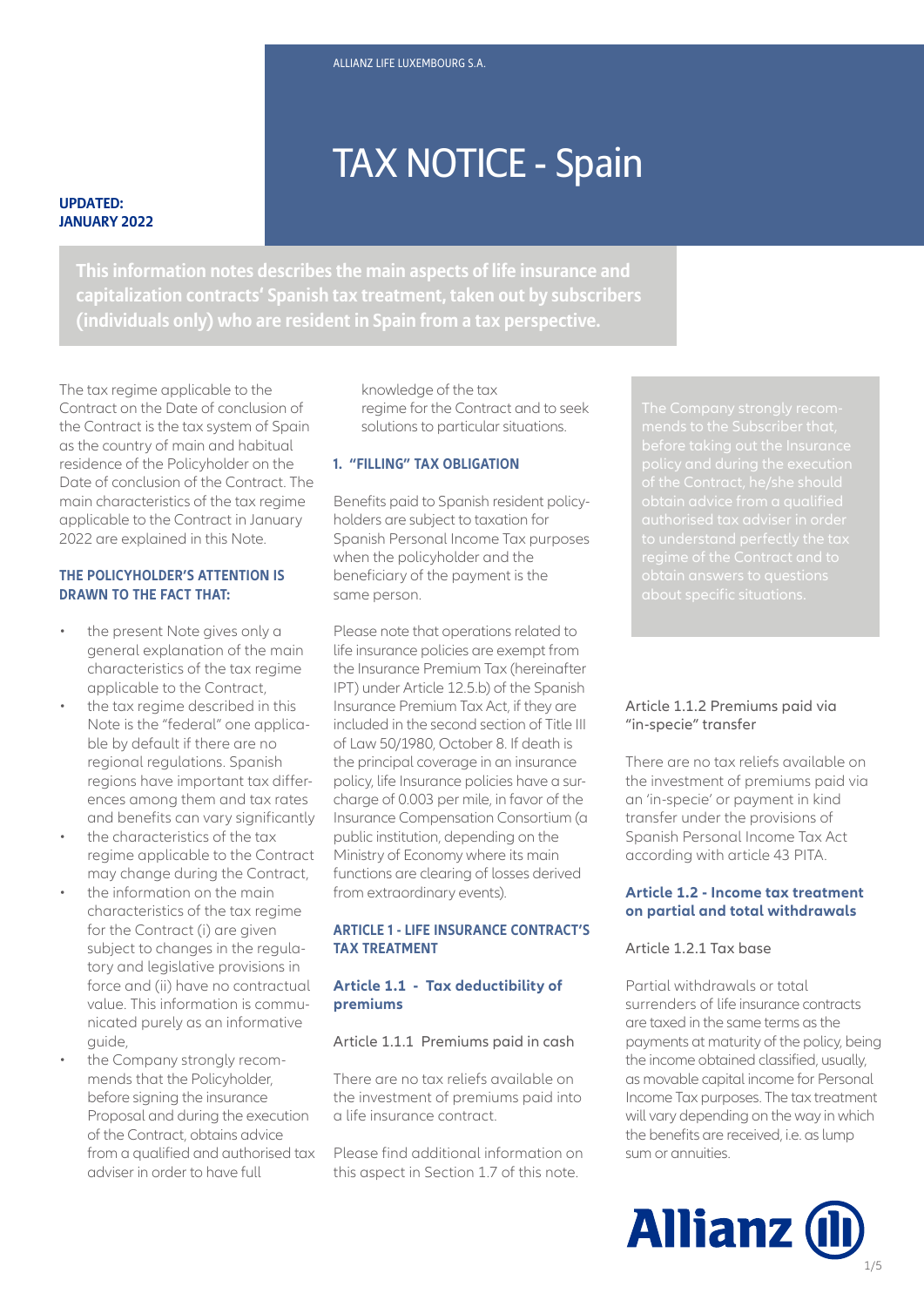ALLIANZ LIFE LUXEMBOURG S.A.

# TAX NOTICE - Spain

**UPDATED: JANUARY 2022**

**This information notes describes the main aspects of life insurance and capitalization contracts' Spanish tax treatment, taken out by subscribers (individuals only) who are resident in Spain from a tax perspective.**

The tax regime applicable to the Contract on the Date of conclusion of the Contract is the tax system of Spain as the country of main and habitual residence of the Policyholder on the Date of conclusion of the Contract. The main characteristics of the tax regime applicable to the Contract in January 2022 are explained in this Note.

**THE POLICYHOLDER'S ATTENTION IS DRAWN TO THE FACT THAT:**

- the present Note gives only a general explanation of the main characteristics of the tax regime applicable to the Contract,
- the tax regime described in this Note is the "federal" one applicable by default if there are no regional regulations. Spanish regions have important tax differences among them and tax rates and benefits can vary significantly
- the characteristics of the tax regime applicable to the Contract may change during the Contract,
- the information on the main characteristics of the tax regime for the Contract (i) are given subject to changes in the regulatory and legislative provisions in force and (ii) have no contractual value. This information is communicated purely as an informative guide,
- the Company strongly recommends that the Policyholder, before signing the insurance Proposal and during the execution of the Contract, obtains advice from a qualified and authorised tax adviser in order to have full knowledge of the tax regime for the Contract and to seek solutions to particular situations.

## 1. "FILLING" TAX OBLIGATION

Benefits paid to Spanish resident policyholders are subject to taxation for Spanish Personal Income Tax purposes when the policyholder and the beneficiary of the payment is the same person.

Please note that operations related to life insurance policies are exempt from the Insurance Premium Tax (hereinafter IPT) under Article 12.5.b) of the Spanish Insurance Premium Tax Act, if they are included in the second section of Title III of Law 50/1980, October 8. If death is the principal coverage in an insurance policy, life Insurance policies have a surcharge of 0.003 per mile, in favor of the Insurance Compensation Consortium (a public institution, depending on the Ministry of Economy where its main functions are clearing of losses derived from extraordinary events).

## ARTICLE 1 - LIFE INSURANCE CONTRACT'S TAX TREATMENT

### Article 1.1 - Tax deductibility of premiums

#### Article 1.1.1 Premiums paid in cash

There are no tax reliefs available on the investment of premiums paid into a life insurance contract.

Please find additional information on this aspect in Section 1.7 of this note.

The Company strongly recommends to the Subscriber that, before taking out the Insurance policy and during the execution of the Contract, he/she should obtain advice from a qualified authorised tax adviser in order to understand perfectly the tax regime of the Contract and to obtain answers to questions about specific situations.

#### Article 1.1.2 Premiums paid via "in-specie" transfer

There are no tax reliefs available on the investment of premiums paid via an 'in-specie' or payment in kind transfer under the provisions of Spanish Personal Income Tax Act according with article 43 PITA.

### Article 1.2 - Income tax treatment on partial and total withdrawals

#### Article 1.2.1 Tax base

Partial withdrawals or total surrenders of life insurance contracts are taxed in the same terms as the payments at maturity of the policy, being the income obtained classified, usually, as movable capital income for Personal Income Tax purposes. The tax treatment will vary depending on the way in which the benefits are received, i.e. as lump sum or annuities.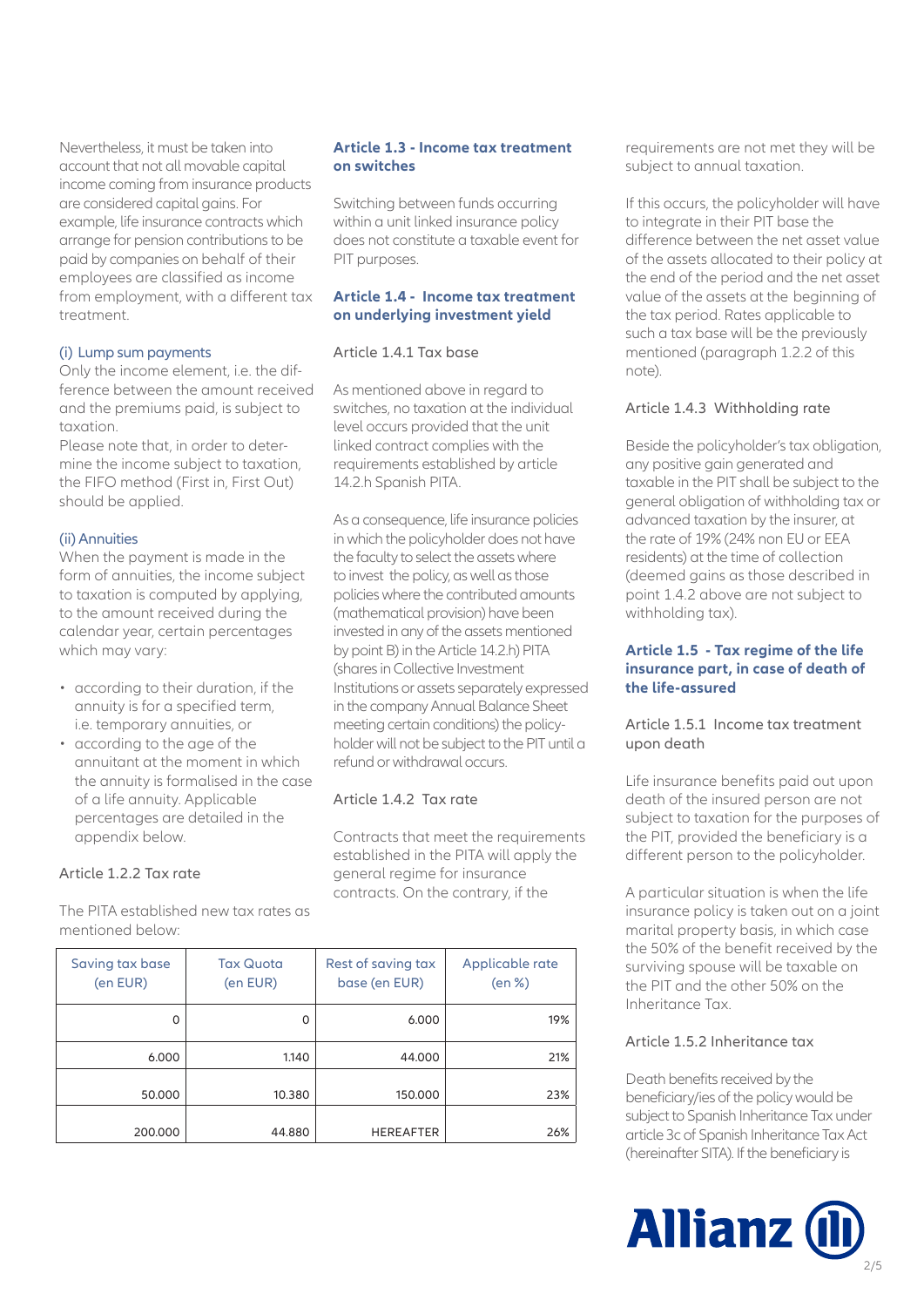Nevertheless, it must be taken into account that not all movable capital income coming from insurance products are considered capital gains. For example, life insurance contracts which arrange for pension contributions to be paid by companies on behalf of their employees are classified as income from employment, with a different tax treatment.

(i) Lump sum payments

Only the income element, i.e. the difference between the amount received and the premiums paid, is subject to taxation.

Please note that, in order to determine the income subject to taxation, the FIFO method (First in, First Out) should be applied.

(ii) Annuities

When the payment is made in the form of annuities, the income subject to taxation is computed by applying, to the amount received during the calendar year, certain percentages which may vary:

- according to their duration, if the annuity is for a specified term, i.e. temporary annuities, or
- according to the age of the annuitant at the moment in which the annuity is formalised in the case of a life annuity. Applicable percentages are detailed in the appendix below.

Article 1.2.2 Tax rate

The PITA established new tax rates as mentioned below:

| Saving tax base (en EUR) | Tax Quota (en EUR) | Rest of saving tax base (en EUR) | Applicable rate (en %) |
|---|---|---|---|
| 0 | 0 | 6.000 | 19% |
| 6.000 | 1.140 | 44.000 | 21% |
| 50.000 | 10.380 | 150.000 | 23% |
| 200.000 | 44.880 | HEREAFTER | 26% |

## Article 1.3 - Income tax treatment on switches

Switching between funds occurring within a unit linked insurance policy does not constitute a taxable event for PIT purposes.

## Article 1.4 - Income tax treatment on underlying investment yield

Article 1.4.1 Tax base

As mentioned above in regard to switches, no taxation at the individual level occurs provided that the unit linked contract complies with the requirements established by article 14.2.h Spanish PITA.

As a consequence, life insurance policies in which the policyholder does not have the faculty to select the assets where to invest the policy, as well as those policies where the contributed amounts (mathematical provision) have been invested in any of the assets mentioned by point B) in the Article 14.2.h) PITA (shares in Collective Investment Institutions or assets separately expressed in the company Annual Balance Sheet meeting certain conditions) the policyholder will not be subject to the PIT until a refund or withdrawal occurs.

Article 1.4.2 Tax rate

Contracts that meet the requirements established in the PITA will apply the general regime for insurance contracts. On the contrary, if the requirements are not met they will be subject to annual taxation.

If this occurs, the policyholder will have to integrate in their PIT base the difference between the net asset value of the assets allocated to their policy at the end of the period and the net asset value of the assets at the beginning of the tax period. Rates applicable to such a tax base will be the previously mentioned (paragraph 1.2.2 of this note).

Article 1.4.3 Withholding rate

Beside the policyholder's tax obligation, any positive gain generated and taxable in the PIT shall be subject to the general obligation of withholding tax or advanced taxation by the insurer, at the rate of 19% (24% non EU or EEA residents) at the time of collection (deemed gains as those described in point 1.4.2 above are not subject to withholding tax).

## Article 1.5 - Tax regime of the life insurance part, in case of death of the life-assured

Article 1.5.1 Income tax treatment upon death

Life insurance benefits paid out upon death of the insured person are not subject to taxation for the purposes of the PIT, provided the beneficiary is a different person to the policyholder.

A particular situation is when the life insurance policy is taken out on a joint marital property basis, in which case the 50% of the benefit received by the surviving spouse will be taxable on the PIT and the other 50% on the Inheritance Tax.

Article 1.5.2 Inheritance tax

Death benefits received by the beneficiary/ies of the policy would be subject to Spanish Inheritance Tax under article 3c of Spanish Inheritance Tax Act (hereinafter SITA). If the beneficiary is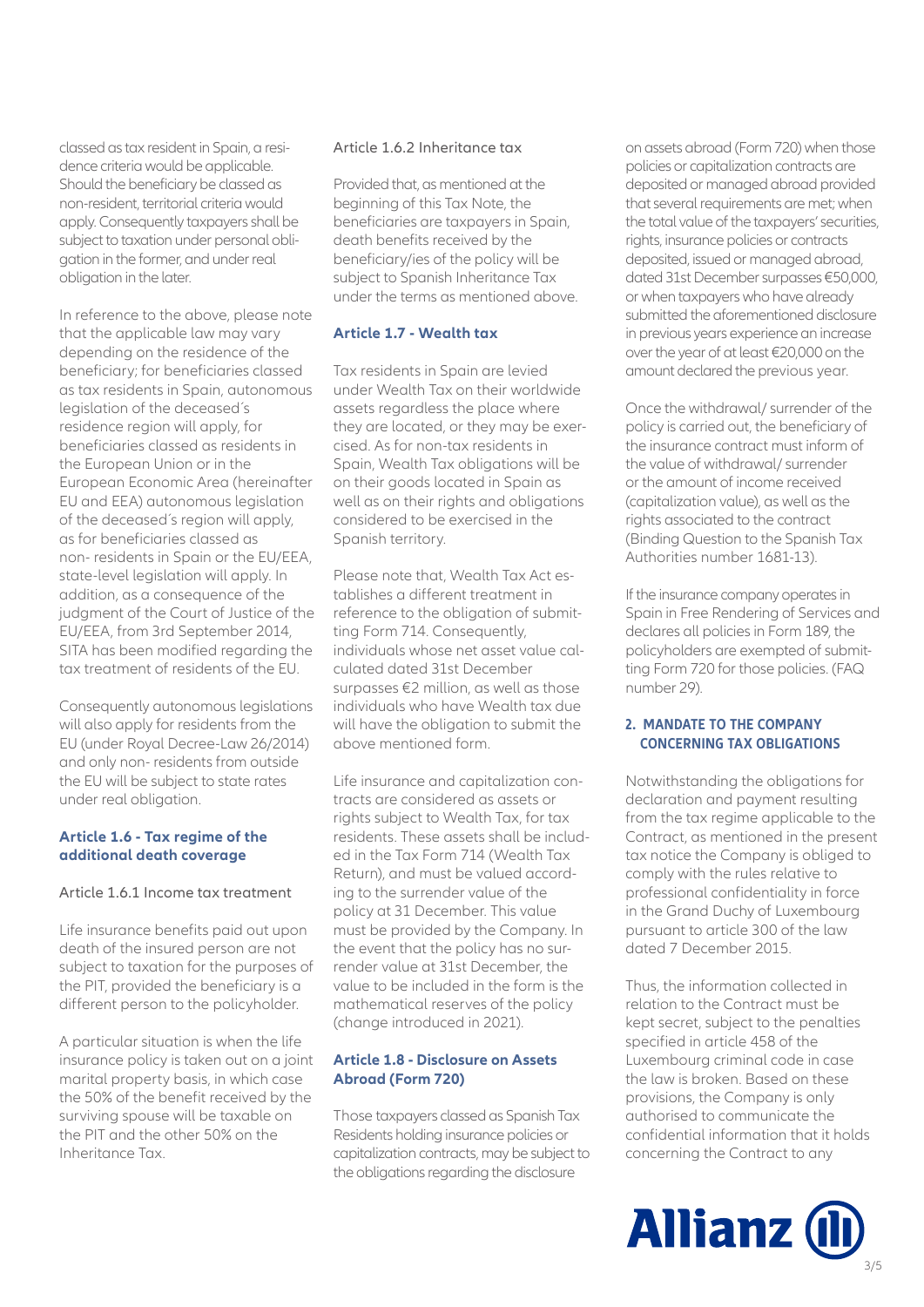classed as tax resident in Spain, a residence criteria would be applicable. Should the beneficiary be classed as non-resident, territorial criteria would apply. Consequently taxpayers shall be subject to taxation under personal obligation in the former, and under real obligation in the later.

In reference to the above, please note that the applicable law may vary depending on the residence of the beneficiary; for beneficiaries classed as tax residents in Spain, autonomous legislation of the deceased´s residence region will apply, for beneficiaries classed as residents in the European Union or in the European Economic Area (hereinafter EU and EEA) autonomous legislation of the deceased´s region will apply, as for beneficiaries classed as non- residents in Spain or the EU/EEA, state-level legislation will apply. In addition, as a consequence of the judgment of the Court of Justice of the EU/EEA, from 3rd September 2014, SITA has been modified regarding the tax treatment of residents of the EU.

Consequently autonomous legislations will also apply for residents from the EU (under Royal Decree-Law 26/2014) and only non- residents from outside the EU will be subject to state rates under real obligation.

### Article 1.6 - Tax regime of the additional death coverage

#### Article 1.6.1 Income tax treatment

Life insurance benefits paid out upon death of the insured person are not subject to taxation for the purposes of the PIT, provided the beneficiary is a different person to the policyholder.

A particular situation is when the life insurance policy is taken out on a joint marital property basis, in which case the 50% of the benefit received by the surviving spouse will be taxable on the PIT and the other 50% on the Inheritance Tax.

#### Article 1.6.2 Inheritance tax

Provided that, as mentioned at the beginning of this Tax Note, the beneficiaries are taxpayers in Spain, death benefits received by the beneficiary/ies of the policy will be subject to Spanish Inheritance Tax under the terms as mentioned above.

### Article 1.7 - Wealth tax

Tax residents in Spain are levied under Wealth Tax on their worldwide assets regardless the place where they are located, or they may be exercised. As for non-tax residents in Spain, Wealth Tax obligations will be on their goods located in Spain as well as on their rights and obligations considered to be exercised in the Spanish territory.

Please note that, Wealth Tax Act establishes a different treatment in reference to the obligation of submitting Form 714. Consequently, individuals whose net asset value calculated dated 31st December surpasses €2 million, as well as those individuals who have Wealth tax due will have the obligation to submit the above mentioned form.

Life insurance and capitalization contracts are considered as assets or rights subject to Wealth Tax, for tax residents. These assets shall be included in the Tax Form 714 (Wealth Tax Return), and must be valued according to the surrender value of the policy at 31 December. This value must be provided by the Company. In the event that the policy has no surrender value at 31st December, the value to be included in the form is the mathematical reserves of the policy (change introduced in 2021).

### Article 1.8 - Disclosure on Assets Abroad (Form 720)

Those taxpayers classed as Spanish Tax Residents holding insurance policies or capitalization contracts, may be subject to the obligations regarding the disclosure on assets abroad (Form 720) when those policies or capitalization contracts are deposited or managed abroad provided that several requirements are met; when the total value of the taxpayers' securities, rights, insurance policies or contracts deposited, issued or managed abroad, dated 31st December surpasses €50,000, or when taxpayers who have already submitted the aforementioned disclosure in previous years experience an increase over the year of at least €20,000 on the amount declared the previous year.

Once the withdrawal/ surrender of the policy is carried out, the beneficiary of the insurance contract must inform of the value of withdrawal/ surrender or the amount of income received (capitalization value), as well as the rights associated to the contract (Binding Question to the Spanish Tax Authorities number 1681-13).

If the insurance company operates in Spain in Free Rendering of Services and declares all policies in Form 189, the policyholders are exempted of submitting Form 720 for those policies. (FAQ number 29).

## 2. MANDATE TO THE COMPANY CONCERNING TAX OBLIGATIONS

Notwithstanding the obligations for declaration and payment resulting from the tax regime applicable to the Contract, as mentioned in the present tax notice the Company is obliged to comply with the rules relative to professional confidentiality in force in the Grand Duchy of Luxembourg pursuant to article 300 of the law dated 7 December 2015.

Thus, the information collected in relation to the Contract must be kept secret, subject to the penalties specified in article 458 of the Luxembourg criminal code in case the law is broken. Based on these provisions, the Company is only authorised to communicate the confidential information that it holds concerning the Contract to any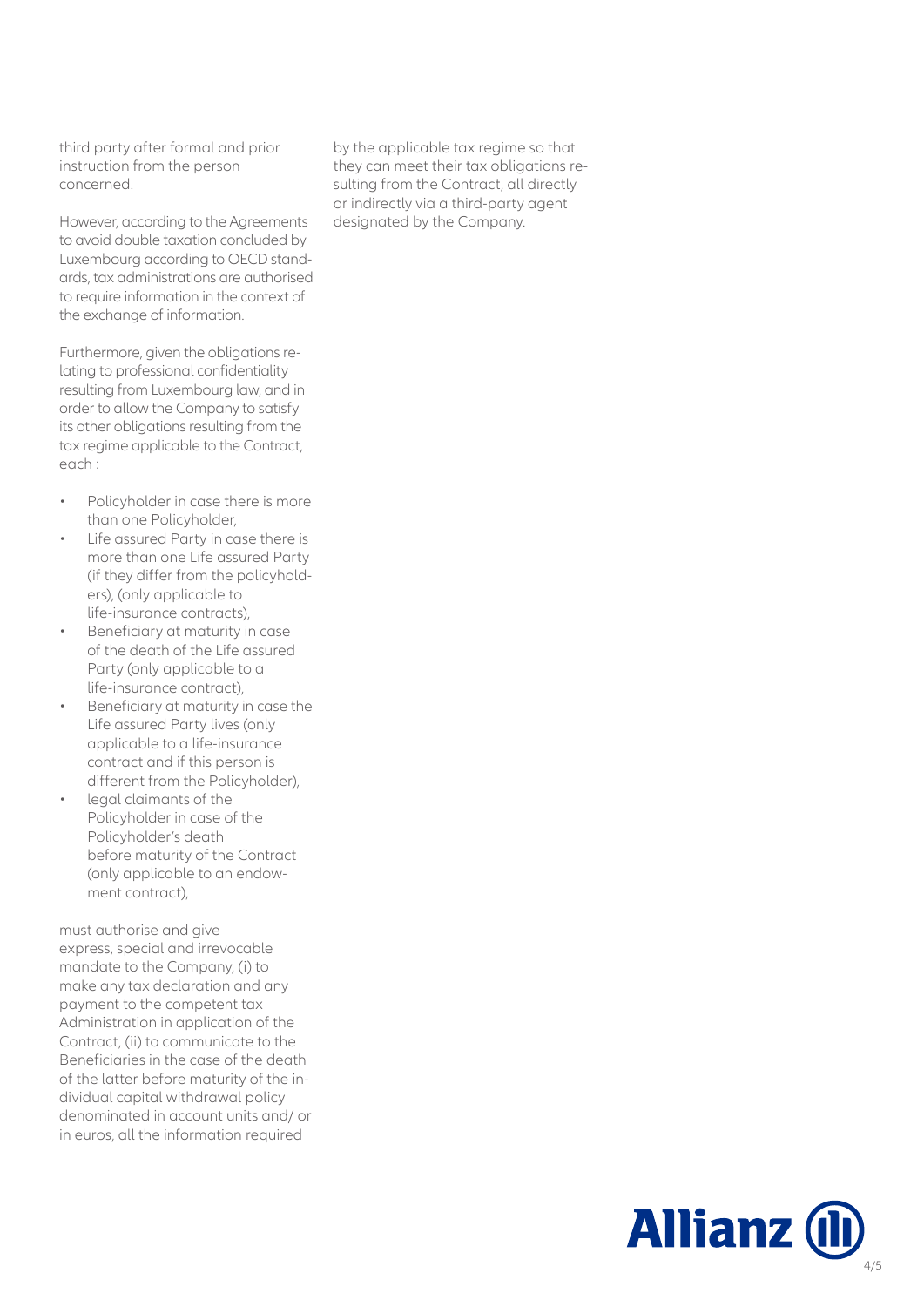third party after formal and prior instruction from the person concerned.

However, according to the Agreements to avoid double taxation concluded by Luxembourg according to OECD standards, tax administrations are authorised to require information in the context of the exchange of information.

Furthermore, given the obligations relating to professional confidentiality resulting from Luxembourg law, and in order to allow the Company to satisfy its other obligations resulting from the tax regime applicable to the Contract, each :

- Policyholder in case there is more than one Policyholder,
- Life assured Party in case there is more than one Life assured Party (if they differ from the policyholders), (only applicable to life-insurance contracts),
- Beneficiary at maturity in case of the death of the Life assured Party (only applicable to a life-insurance contract),
- Beneficiary at maturity in case the Life assured Party lives (only applicable to a life-insurance contract and if this person is different from the Policyholder),
- legal claimants of the Policyholder in case of the Policyholder's death before maturity of the Contract (only applicable to an endowment contract),

must authorise and give express, special and irrevocable mandate to the Company, (i) to make any tax declaration and any payment to the competent tax Administration in application of the Contract, (ii) to communicate to the Beneficiaries in the case of the death of the latter before maturity of the individual capital withdrawal policy denominated in account units and/ or in euros, all the information required by the applicable tax regime so that they can meet their tax obligations resulting from the Contract, all directly or indirectly via a third-party agent designated by the Company.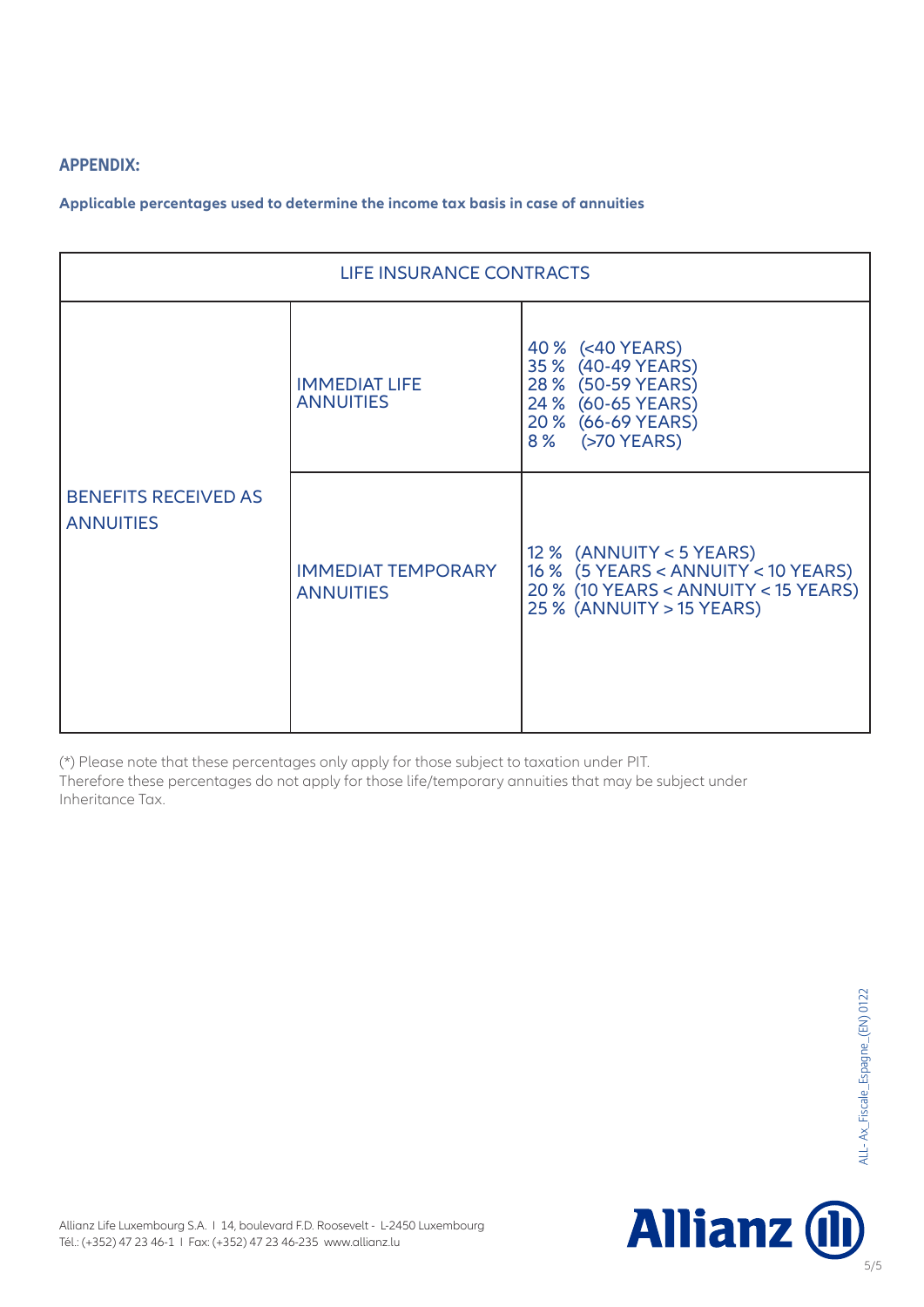## APPENDIX:

**Applicable percentages used to determine the income tax basis in case of annuities**

| LIFE INSURANCE CONTRACTS | | |
|---|---|---|
| BENEFITS RECEIVED AS ANNUITIES | IMMEDIAT LIFE ANNUITIES | 40 % (<40 YEARS)<br>35 % (40-49 YEARS)<br>28 % (50-59 YEARS)<br>24 % (60-65 YEARS)<br>20 % (66-69 YEARS)<br>8 % (>70 YEARS) |
| | IMMEDIAT TEMPORARY ANNUITIES | 12 % (ANNUITY < 5 YEARS)<br>16 % (5 YEARS < ANNUITY < 10 YEARS)<br>20 % (10 YEARS < ANNUITY < 15 YEARS)<br>25 % (ANNUITY > 15 YEARS) |

(*) Please note that these percentages only apply for those subject to taxation under PIT.
Therefore these percentages do not apply for those life/temporary annuities that may be subject under Inheritance Tax.

Allianz Life Luxembourg S.A. I 14, boulevard F.D. Roosevelt - L-2450 Luxembourg
Tél.: (+352) 47 23 46-1 I Fax: (+352) 47 23 46-235 www.allianz.lu

ALL- Ax_Fiscale_Espagne_(EN) 0122